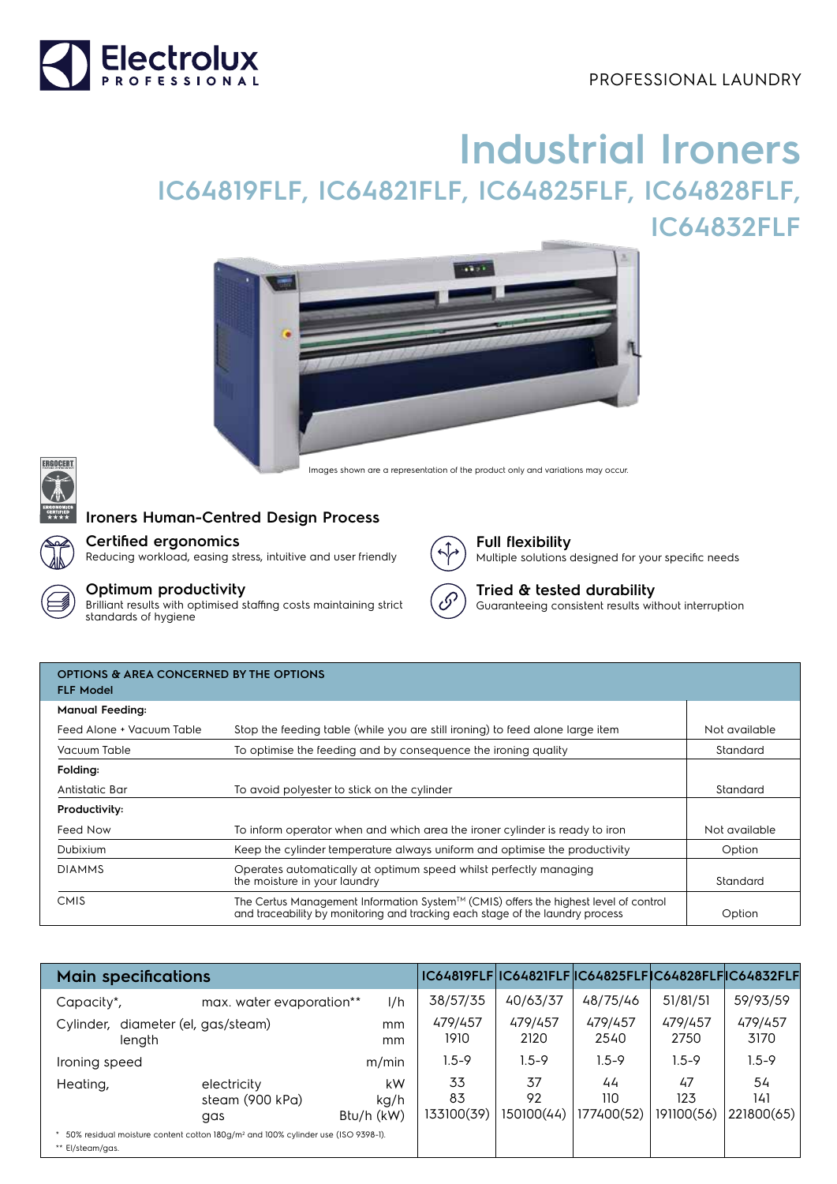Electrolux PROFESSIONAL

PROFESSIONAL LAUNDRY

# Industrial Ironers

## IC64819FLF, IC64821FLF, IC64825FLF, IC64828FLF, IC64832FLF

Images shown are a representation of the product only and variations may occur.

### Ironers Human-Centred Design Process

**Certified ergonomics**
Reducing workload, easing stress, intuitive and user friendly

**Optimum productivity**
Brilliant results with optimised staffing costs maintaining strict standards of hygiene

**Full flexibility**
Multiple solutions designed for your specific needs

**Tried & tested durability**
Guaranteeing consistent results without interruption

| OPTIONS & AREA CONCERNED BY THE OPTIONS FLF Model | | |
|---|---|---|
| **Manual Feeding:** | | |
| Feed Alone + Vacuum Table | Stop the feeding table (while you are still ironing) to feed alone large item | Not available |
| Vacuum Table | To optimise the feeding and by consequence the ironing quality | Standard |
| **Folding:** | | |
| Antistatic Bar | To avoid polyester to stick on the cylinder | Standard |
| **Productivity:** | | |
| Feed Now | To inform operator when and which area the ironer cylinder is ready to iron | Not available |
| Dubixium | Keep the cylinder temperature always uniform and optimise the productivity | Option |
| DIAMMS | Operates automatically at optimum speed whilst perfectly managing the moisture in your laundry | Standard |
| CMIS | The Certus Management Information System™ (CMIS) offers the highest level of control and traceability by monitoring and tracking each stage of the laundry process | Option |

| Main specifications | | | IC64819FLF | IC64821FLF | IC64825FLF | IC64828FLF | IC64832FLF |
|---|---|---|---|---|---|---|---|
| Capacity*, | max. water evaporation** | l/h | 38/57/35 | 40/63/37 | 48/75/46 | 51/81/51 | 59/93/59 |
| Cylinder, | diameter (el, gas/steam) | mm | 479/457 | 479/457 | 479/457 | 479/457 | 479/457 |
| | length | mm | 1910 | 2120 | 2540 | 2750 | 3170 |
| Ironing speed | | m/min | 1.5-9 | 1.5-9 | 1.5-9 | 1.5-9 | 1.5-9 |
| Heating, | electricity | kW | 33 | 37 | 44 | 47 | 54 |
| | steam (900 kPa) | kg/h | 83 | 92 | 110 | 123 | 141 |
| | gas | Btu/h (kW) | 133100(39) | 150100(44) | 177400(52) | 191100(56) | 221800(65) |

\* 50% residual moisture content cotton 180g/m² and 100% cylinder use (ISO 9398-1).
\*\* El/steam/gas.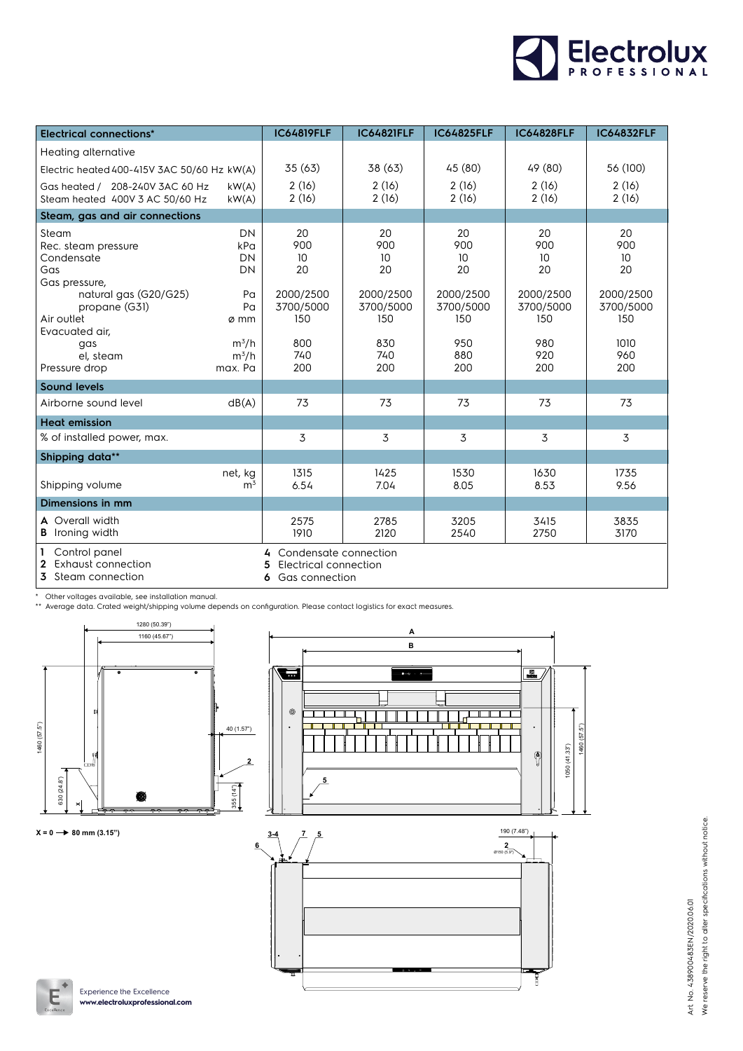| Electrical connections* | | IC64819FLF | IC64821FLF | IC64825FLF | IC64828FLF | IC64832FLF |
|---|---|---|---|---|---|---|
| Heating alternative | | | | | | |
| Electric heated 400-415V 3AC 50/60 Hz | kW(A) | 35 (63) | 38 (63) | 45 (80) | 49 (80) | 56 (100) |
| Gas heated / 208-240V 3AC 60 Hz | kW(A) | 2 (16) | 2 (16) | 2 (16) | 2 (16) | 2 (16) |
| Steam heated 400V 3 AC 50/60 Hz | kW(A) | 2 (16) | 2 (16) | 2 (16) | 2 (16) | 2 (16) |
| **Steam, gas and air connections** | | | | | | |
| Steam | DN | 20 | 20 | 20 | 20 | 20 |
| Rec. steam pressure | kPa | 900 | 900 | 900 | 900 | 900 |
| Condensate | DN | 10 | 10 | 10 | 10 | 10 |
| Gas | DN | 20 | 20 | 20 | 20 | 20 |
| Gas pressure, | | | | | | |
| natural gas (G20/G25) | Pa | 2000/2500 | 2000/2500 | 2000/2500 | 2000/2500 | 2000/2500 |
| propane (G31) | Pa | 3700/5000 | 3700/5000 | 3700/5000 | 3700/5000 | 3700/5000 |
| Air outlet | ø mm | 150 | 150 | 150 | 150 | 150 |
| Evacuated air, | | | | | | |
| gas | $m^3/h$ | 800 | 830 | 950 | 980 | 1010 |
| el, steam | $m^3/h$ | 740 | 740 | 880 | 920 | 960 |
| Pressure drop | max. Pa | 200 | 200 | 200 | 200 | 200 |
| **Sound levels** | | | | | | |
| Airborne sound level | dB(A) | 73 | 73 | 73 | 73 | 73 |
| **Heat emission** | | | | | | |
| % of installed power, max. | | 3 | 3 | 3 | 3 | 3 |
| **Shipping data**** | | | | | | |
| | net, kg | 1315 | 1425 | 1530 | 1630 | 1735 |
| Shipping volume | $m^3$ | 6.54 | 7.04 | 8.05 | 8.53 | 9.56 |
| **Dimensions in mm** | | | | | | |
| **A** Overall width | | 2575 | 2785 | 3205 | 3415 | 3835 |
| **B** Ironing width | | 1910 | 2120 | 2540 | 2750 | 3170 |

**1** Control panel
**2** Exhaust connection
**3** Steam connection
**4** Condensate connection
**5** Electrical connection
**6** Gas connection

\* Other voltages available, see installation manual.
\** Average data. Crated weight/shipping volume depends on configuration. Please contact logistics for exact measures.

1280 (50.39")
1160 (45.67")
1460 (57.5")
630 (24.8")
40 (1.57")
355 (14")
X = 0 → 80 mm (3.15")

A
B
1050 (41.33")
1460 (57.5")

3-4 7 5
6
190 (7.48")
2
Ø150 (5.9")

Experience the Excellence
**www.electroluxprofessional.com**

Art. No. 438900483EN/2020.06.01
We reserve the right to alter specifications without notice.